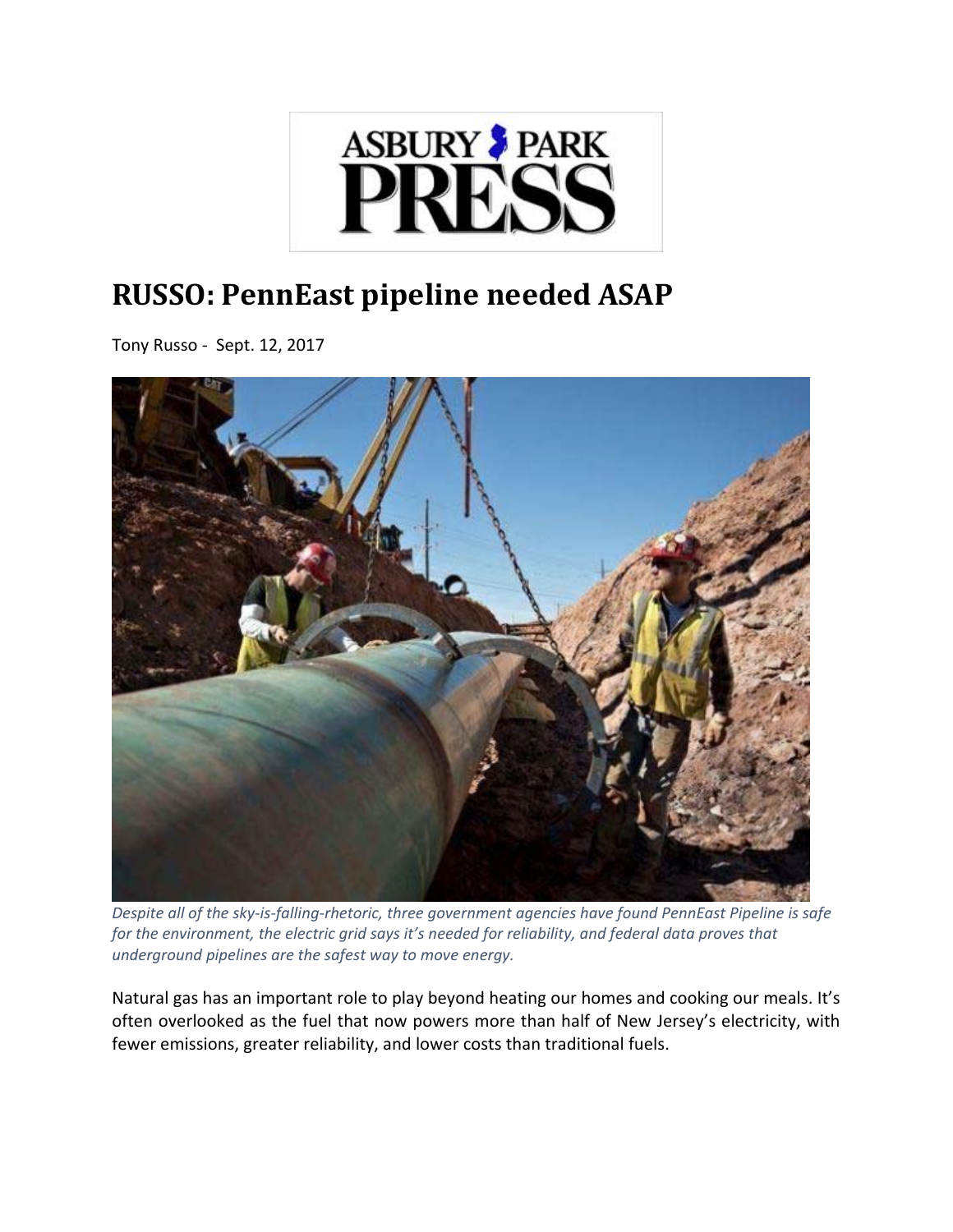ASBURY PARK PRESS

# RUSSO: PennEast pipeline needed ASAP

Tony Russo - Sept. 12, 2017

*Despite all of the sky-is-falling-rhetoric, three government agencies have found PennEast Pipeline is safe for the environment, the electric grid says it's needed for reliability, and federal data proves that underground pipelines are the safest way to move energy.*

Natural gas has an important role to play beyond heating our homes and cooking our meals. It's often overlooked as the fuel that now powers more than half of New Jersey's electricity, with fewer emissions, greater reliability, and lower costs than traditional fuels.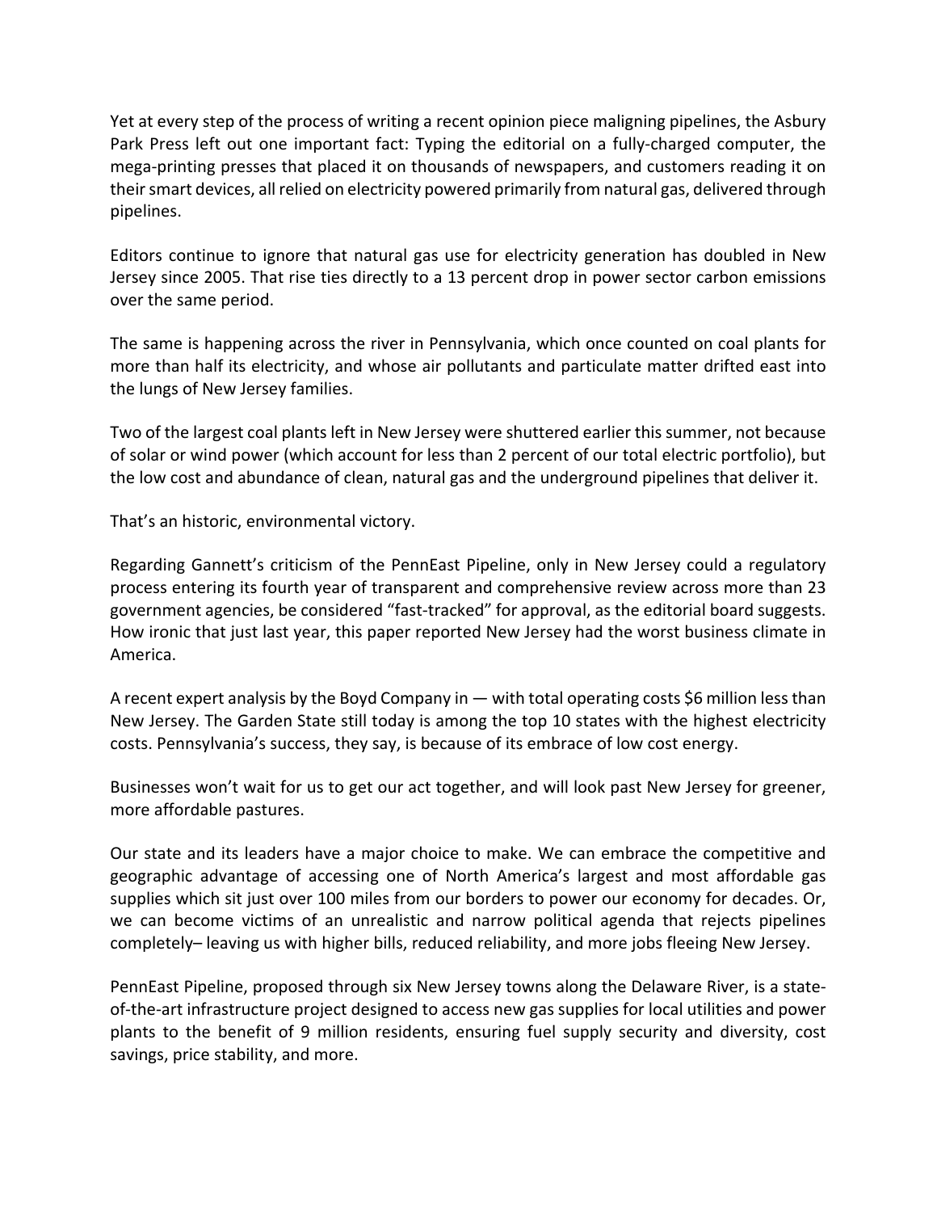Yet at every step of the process of writing a recent opinion piece maligning pipelines, the Asbury Park Press left out one important fact: Typing the editorial on a fully-charged computer, the mega-printing presses that placed it on thousands of newspapers, and customers reading it on their smart devices, all relied on electricity powered primarily from natural gas, delivered through pipelines.

Editors continue to ignore that natural gas use for electricity generation has doubled in New Jersey since 2005. That rise ties directly to a 13 percent drop in power sector carbon emissions over the same period.

The same is happening across the river in Pennsylvania, which once counted on coal plants for more than half its electricity, and whose air pollutants and particulate matter drifted east into the lungs of New Jersey families.

Two of the largest coal plants left in New Jersey were shuttered earlier this summer, not because of solar or wind power (which account for less than 2 percent of our total electric portfolio), but the low cost and abundance of clean, natural gas and the underground pipelines that deliver it.

That's an historic, environmental victory.

Regarding Gannett's criticism of the PennEast Pipeline, only in New Jersey could a regulatory process entering its fourth year of transparent and comprehensive review across more than 23 government agencies, be considered "fast-tracked" for approval, as the editorial board suggests. How ironic that just last year, this paper reported New Jersey had the worst business climate in America.

A recent expert analysis by the Boyd Company in — with total operating costs $6 million less than New Jersey. The Garden State still today is among the top 10 states with the highest electricity costs. Pennsylvania's success, they say, is because of its embrace of low cost energy.

Businesses won't wait for us to get our act together, and will look past New Jersey for greener, more affordable pastures.

Our state and its leaders have a major choice to make. We can embrace the competitive and geographic advantage of accessing one of North America's largest and most affordable gas supplies which sit just over 100 miles from our borders to power our economy for decades. Or, we can become victims of an unrealistic and narrow political agenda that rejects pipelines completely– leaving us with higher bills, reduced reliability, and more jobs fleeing New Jersey.

PennEast Pipeline, proposed through six New Jersey towns along the Delaware River, is a state-of-the-art infrastructure project designed to access new gas supplies for local utilities and power plants to the benefit of 9 million residents, ensuring fuel supply security and diversity, cost savings, price stability, and more.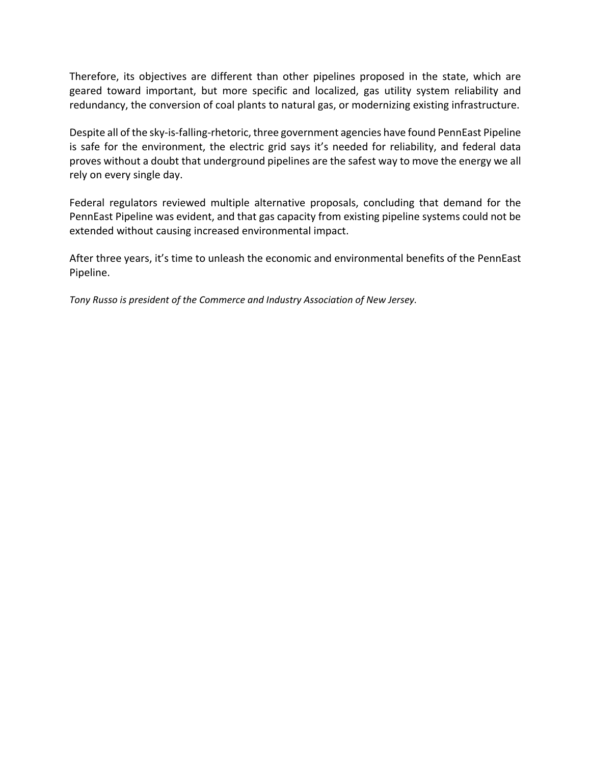Therefore, its objectives are different than other pipelines proposed in the state, which are geared toward important, but more specific and localized, gas utility system reliability and redundancy, the conversion of coal plants to natural gas, or modernizing existing infrastructure.

Despite all of the sky-is-falling-rhetoric, three government agencies have found PennEast Pipeline is safe for the environment, the electric grid says it's needed for reliability, and federal data proves without a doubt that underground pipelines are the safest way to move the energy we all rely on every single day.

Federal regulators reviewed multiple alternative proposals, concluding that demand for the PennEast Pipeline was evident, and that gas capacity from existing pipeline systems could not be extended without causing increased environmental impact.

After three years, it's time to unleash the economic and environmental benefits of the PennEast Pipeline.

*Tony Russo is president of the Commerce and Industry Association of New Jersey.*